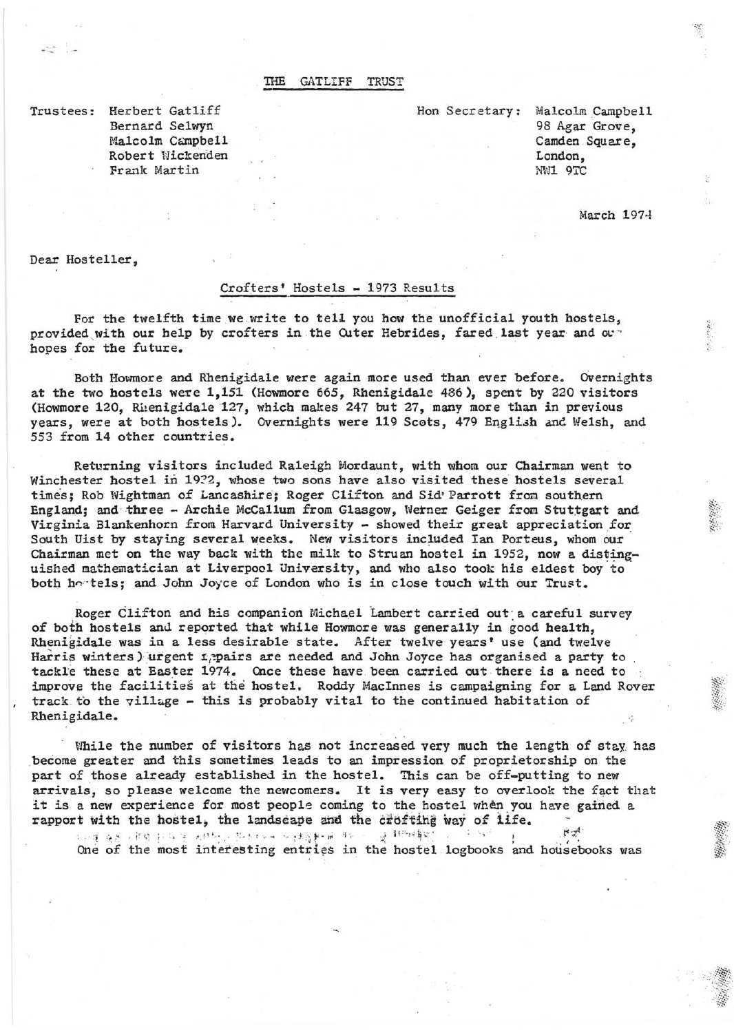THE GATLIFF TRUST

Trustees: Herbert Gatliff
Bernard Selwyn
Malcolm Campbell
Robert Wickenden
Frank Martin

Hon Secretary: Malcolm Campbell
98 Agar Grove,
Camden Square,
London,
NW1 9TC

March 1974

Dear Hosteller,

Crofters' Hostels - 1973 Results

For the twelfth time we write to tell you how the unofficial youth hostels, provided with our help by crofters in the Outer Hebrides, fared last year and our hopes for the future.

Both Howmore and Rhenigidale were again more used than ever before. Overnights at the two hostels were 1,151 (Howmore 665, Rhenigidale 486), spent by 220 visitors (Howmore 120, Rhenigidale 127, which makes 247 but 27, many more than in previous years, were at both hostels). Overnights were 119 Scots, 479 English and Welsh, and 553 from 14 other countries.

Returning visitors included Raleigh Mordaunt, with whom our Chairman went to Winchester hostel in 1932, whose two sons have also visited these hostels several times; Rob Wightman of Lancashire; Roger Clifton and Sid Parrott from southern England; and three - Archie McCallum from Glasgow, Werner Geiger from Stuttgart and Virginia Blankenhorn from Harvard University - showed their great appreciation for South Uist by staying several weeks. New visitors included Ian Porteus, whom our Chairman met on the way back with the milk to Struan hostel in 1952, now a distinguished mathematician at Liverpool University, and who also took his eldest boy to both hostels; and John Joyce of London who is in close touch with our Trust.

Roger Clifton and his companion Michael Lambert carried out a careful survey of both hostels and reported that while Howmore was generally in good health, Rhenigidale was in a less desirable state. After twelve years' use (and twelve Harris winters) urgent repairs are needed and John Joyce has organised a party to tackle these at Easter 1974. Once these have been carried out there is a need to improve the facilities at the hostel. Roddy MacInnes is campaigning for a Land Rover track to the village - this is probably vital to the continued habitation of Rhenigidale.

While the number of visitors has not increased very much the length of stay has become greater and this sometimes leads to an impression of proprietorship on the part of those already established in the hostel. This can be off-putting to new arrivals, so please welcome the newcomers. It is very easy to overlook the fact that it is a new experience for most people coming to the hostel when you have gained a rapport with the hostel, the landscape and the crofting way of life.

One of the most interesting entries in the hostel logbooks and housebooks was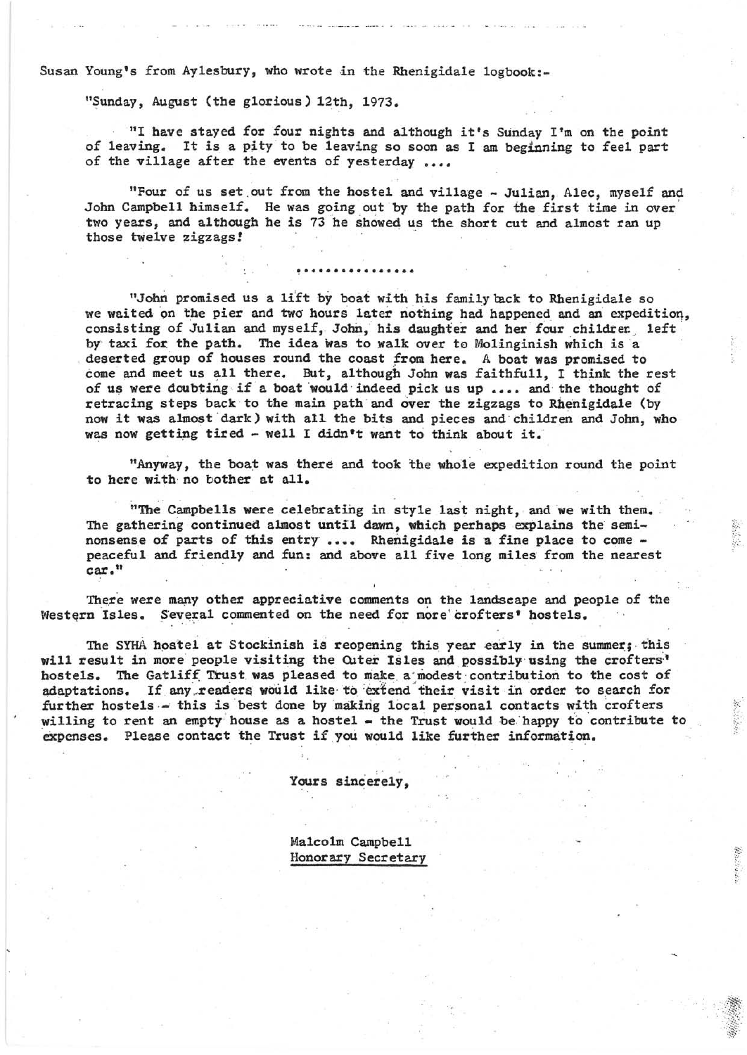Susan Young's from Aylesbury, who wrote in the Rhenigidale logbook:-

"Sunday, August (the glorious) 12th, 1973.

"I have stayed for four nights and although it's Sunday I'm on the point of leaving. It is a pity to be leaving so soon as I am beginning to feel part of the village after the events of yesterday ....

"Four of us set out from the hostel and village - Julian, Alec, myself and John Campbell himself. He was going out by the path for the first time in over two years, and although he is 73 he showed us the short cut and almost ran up those twelve zigzags!

...............

"John promised us a lift by boat with his family back to Rhenigidale so we waited on the pier and two hours later nothing had happened and an expedition, consisting of Julian and myself, John, his daughter and her four children left by taxi for the path. The idea was to walk over to Molinginish which is a deserted group of houses round the coast from here. A boat was promised to come and meet us all there. But, although John was faithfull, I think the rest of us were doubting if a boat would indeed pick us up .... and the thought of retracing steps back to the main path and over the zigzags to Rhenigidale (by now it was almost dark) with all the bits and pieces and children and John, who was now getting tired - well I didn't want to think about it.

"Anyway, the boat was there and took the whole expedition round the point to here with no bother at all.

"The Campbells were celebrating in style last night, and we with them. The gathering continued almost until dawn, which perhaps explains the semi-nonsense of parts of this entry .... Rhenigidale is a fine place to come - peaceful and friendly and fun: and above all five long miles from the nearest car."

There were many other appreciative comments on the landscape and people of the Western Isles. Several commented on the need for more crofters' hostels.

The SYHA hostel at Stockinish is reopening this year early in the summer; this will result in more people visiting the Outer Isles and possibly using the crofters' hostels. The Gatliff Trust was pleased to make a modest contribution to the cost of adaptations. If any readers would like to extend their visit in order to search for further hostels - this is best done by making local personal contacts with crofters willing to rent an empty house as a hostel - the Trust would be happy to contribute to expenses. Please contact the Trust if you would like further information.

Yours sincerely,

Malcolm Campbell
Honorary Secretary